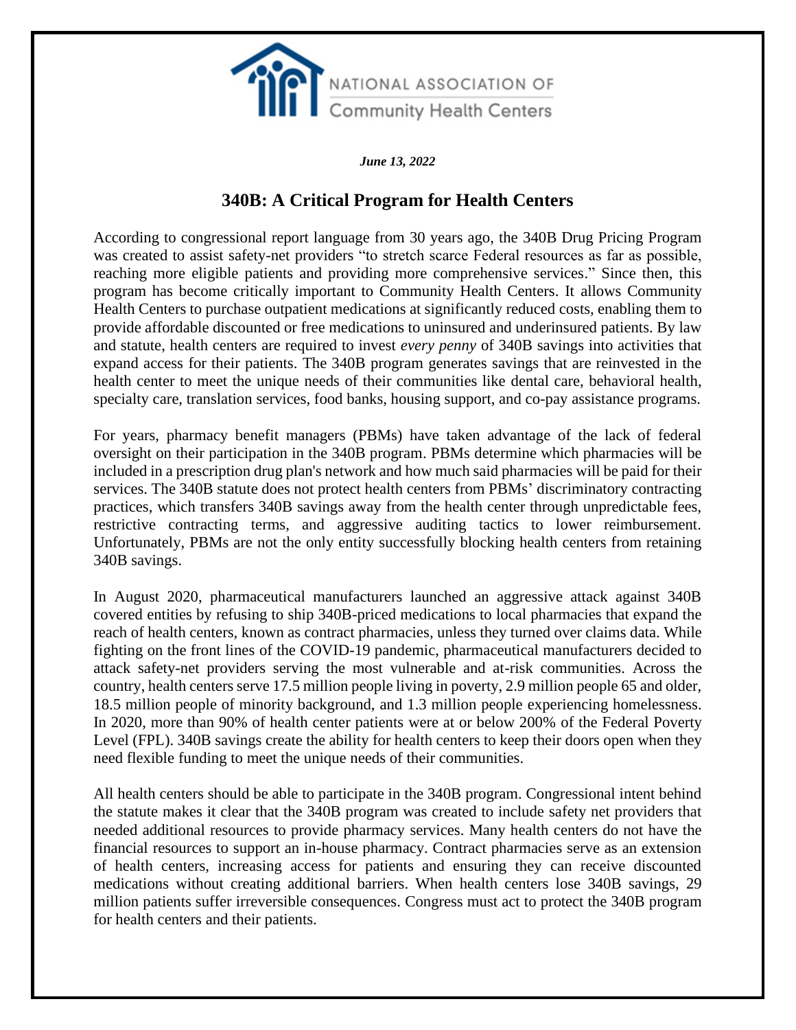NATIONAL ASSOCIATION OF Community Health Centers

*June 13, 2022*

# 340B: A Critical Program for Health Centers

According to congressional report language from 30 years ago, the 340B Drug Pricing Program was created to assist safety-net providers "to stretch scarce Federal resources as far as possible, reaching more eligible patients and providing more comprehensive services." Since then, this program has become critically important to Community Health Centers. It allows Community Health Centers to purchase outpatient medications at significantly reduced costs, enabling them to provide affordable discounted or free medications to uninsured and underinsured patients. By law and statute, health centers are required to invest *every penny* of 340B savings into activities that expand access for their patients. The 340B program generates savings that are reinvested in the health center to meet the unique needs of their communities like dental care, behavioral health, specialty care, translation services, food banks, housing support, and co-pay assistance programs.

For years, pharmacy benefit managers (PBMs) have taken advantage of the lack of federal oversight on their participation in the 340B program. PBMs determine which pharmacies will be included in a prescription drug plan's network and how much said pharmacies will be paid for their services. The 340B statute does not protect health centers from PBMs' discriminatory contracting practices, which transfers 340B savings away from the health center through unpredictable fees, restrictive contracting terms, and aggressive auditing tactics to lower reimbursement. Unfortunately, PBMs are not the only entity successfully blocking health centers from retaining 340B savings.

In August 2020, pharmaceutical manufacturers launched an aggressive attack against 340B covered entities by refusing to ship 340B-priced medications to local pharmacies that expand the reach of health centers, known as contract pharmacies, unless they turned over claims data. While fighting on the front lines of the COVID-19 pandemic, pharmaceutical manufacturers decided to attack safety-net providers serving the most vulnerable and at-risk communities. Across the country, health centers serve 17.5 million people living in poverty, 2.9 million people 65 and older, 18.5 million people of minority background, and 1.3 million people experiencing homelessness. In 2020, more than 90% of health center patients were at or below 200% of the Federal Poverty Level (FPL). 340B savings create the ability for health centers to keep their doors open when they need flexible funding to meet the unique needs of their communities.

All health centers should be able to participate in the 340B program. Congressional intent behind the statute makes it clear that the 340B program was created to include safety net providers that needed additional resources to provide pharmacy services. Many health centers do not have the financial resources to support an in-house pharmacy. Contract pharmacies serve as an extension of health centers, increasing access for patients and ensuring they can receive discounted medications without creating additional barriers. When health centers lose 340B savings, 29 million patients suffer irreversible consequences. Congress must act to protect the 340B program for health centers and their patients.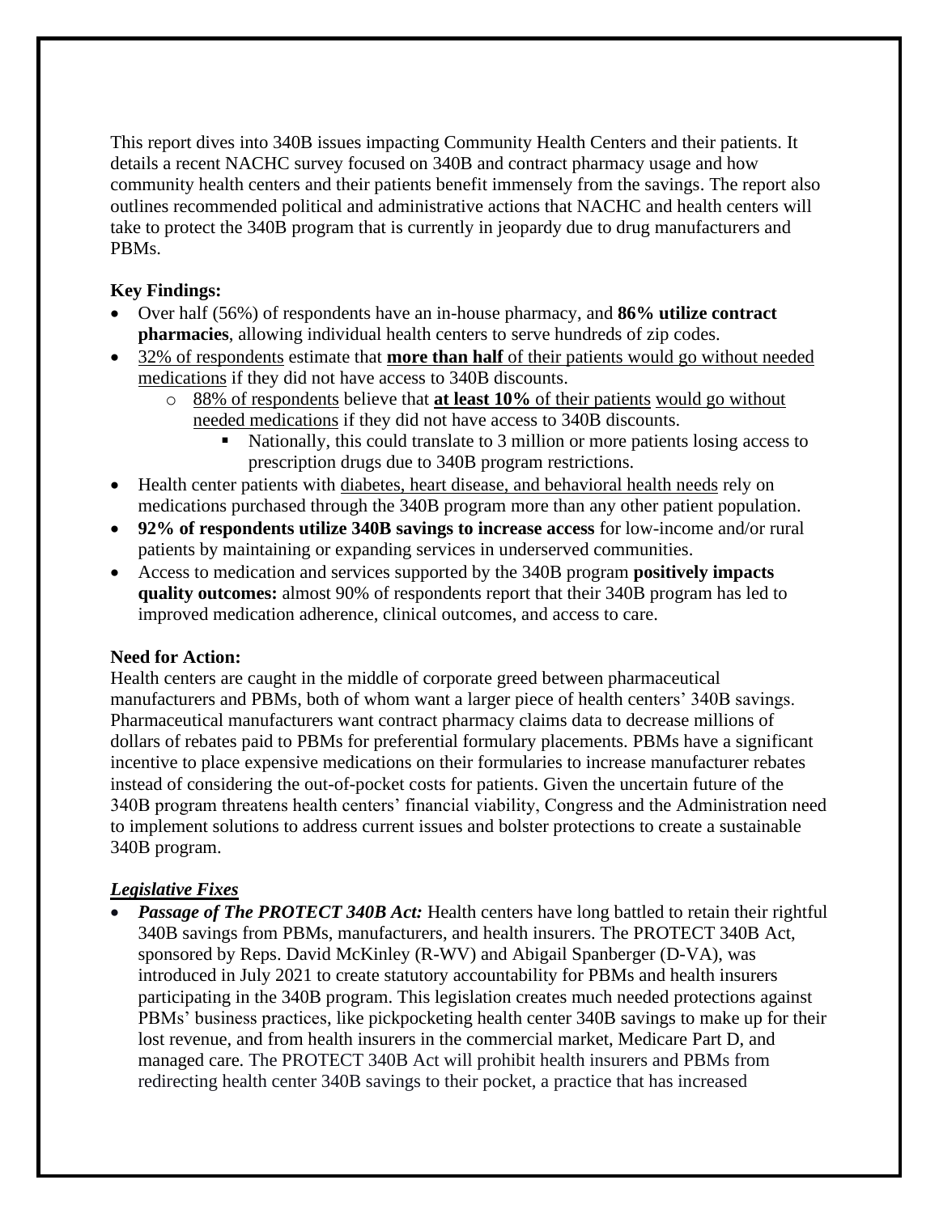This report dives into 340B issues impacting Community Health Centers and their patients. It details a recent NACHC survey focused on 340B and contract pharmacy usage and how community health centers and their patients benefit immensely from the savings. The report also outlines recommended political and administrative actions that NACHC and health centers will take to protect the 340B program that is currently in jeopardy due to drug manufacturers and PBMs.

**Key Findings:**

- Over half (56%) of respondents have an in-house pharmacy, and **86% utilize contract pharmacies**, allowing individual health centers to serve hundreds of zip codes.
- 32% of respondents estimate that **more than half** of their patients would go without needed medications if they did not have access to 340B discounts.
  - 88% of respondents believe that **at least 10%** of their patients would go without needed medications if they did not have access to 340B discounts.
    - Nationally, this could translate to 3 million or more patients losing access to prescription drugs due to 340B program restrictions.
- Health center patients with diabetes, heart disease, and behavioral health needs rely on medications purchased through the 340B program more than any other patient population.
- **92% of respondents utilize 340B savings to increase access** for low-income and/or rural patients by maintaining or expanding services in underserved communities.
- Access to medication and services supported by the 340B program **positively impacts quality outcomes:** almost 90% of respondents report that their 340B program has led to improved medication adherence, clinical outcomes, and access to care.

**Need for Action:**

Health centers are caught in the middle of corporate greed between pharmaceutical manufacturers and PBMs, both of whom want a larger piece of health centers' 340B savings. Pharmaceutical manufacturers want contract pharmacy claims data to decrease millions of dollars of rebates paid to PBMs for preferential formulary placements. PBMs have a significant incentive to place expensive medications on their formularies to increase manufacturer rebates instead of considering the out-of-pocket costs for patients. Given the uncertain future of the 340B program threatens health centers' financial viability, Congress and the Administration need to implement solutions to address current issues and bolster protections to create a sustainable 340B program.

***Legislative Fixes***

- ***Passage of The PROTECT 340B Act:*** Health centers have long battled to retain their rightful 340B savings from PBMs, manufacturers, and health insurers. The PROTECT 340B Act, sponsored by Reps. David McKinley (R-WV) and Abigail Spanberger (D-VA), was introduced in July 2021 to create statutory accountability for PBMs and health insurers participating in the 340B program. This legislation creates much needed protections against PBMs' business practices, like pickpocketing health center 340B savings to make up for their lost revenue, and from health insurers in the commercial market, Medicare Part D, and managed care. The PROTECT 340B Act will prohibit health insurers and PBMs from redirecting health center 340B savings to their pocket, a practice that has increased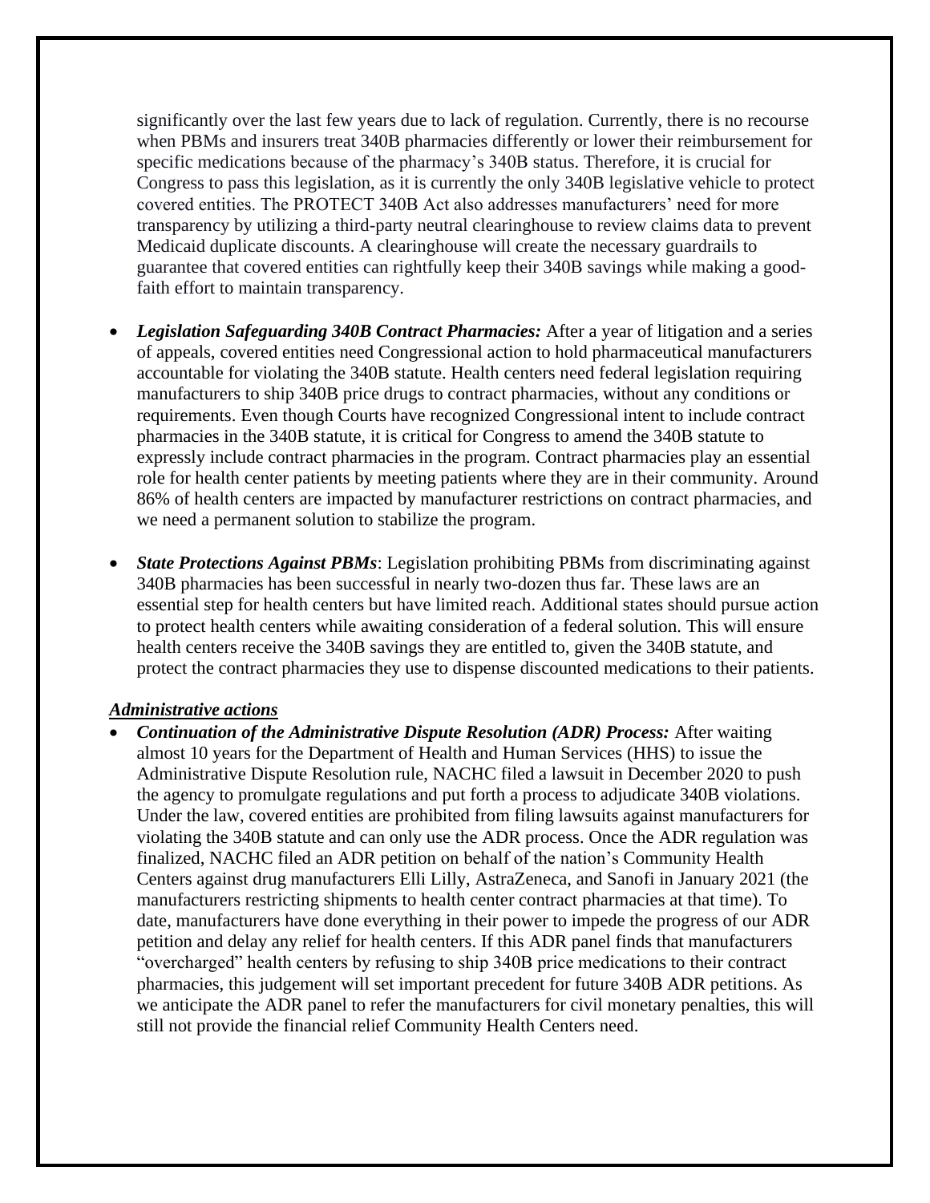significantly over the last few years due to lack of regulation. Currently, there is no recourse when PBMs and insurers treat 340B pharmacies differently or lower their reimbursement for specific medications because of the pharmacy's 340B status. Therefore, it is crucial for Congress to pass this legislation, as it is currently the only 340B legislative vehicle to protect covered entities. The PROTECT 340B Act also addresses manufacturers' need for more transparency by utilizing a third-party neutral clearinghouse to review claims data to prevent Medicaid duplicate discounts. A clearinghouse will create the necessary guardrails to guarantee that covered entities can rightfully keep their 340B savings while making a good-faith effort to maintain transparency.

- ***Legislation Safeguarding 340B Contract Pharmacies:*** After a year of litigation and a series of appeals, covered entities need Congressional action to hold pharmaceutical manufacturers accountable for violating the 340B statute. Health centers need federal legislation requiring manufacturers to ship 340B price drugs to contract pharmacies, without any conditions or requirements. Even though Courts have recognized Congressional intent to include contract pharmacies in the 340B statute, it is critical for Congress to amend the 340B statute to expressly include contract pharmacies in the program. Contract pharmacies play an essential role for health center patients by meeting patients where they are in their community. Around 86% of health centers are impacted by manufacturer restrictions on contract pharmacies, and we need a permanent solution to stabilize the program.

- ***State Protections Against PBMs***: Legislation prohibiting PBMs from discriminating against 340B pharmacies has been successful in nearly two-dozen thus far. These laws are an essential step for health centers but have limited reach. Additional states should pursue action to protect health centers while awaiting consideration of a federal solution. This will ensure health centers receive the 340B savings they are entitled to, given the 340B statute, and protect the contract pharmacies they use to dispense discounted medications to their patients.

***Administrative actions***

- ***Continuation of the Administrative Dispute Resolution (ADR) Process:*** After waiting almost 10 years for the Department of Health and Human Services (HHS) to issue the Administrative Dispute Resolution rule, NACHC filed a lawsuit in December 2020 to push the agency to promulgate regulations and put forth a process to adjudicate 340B violations. Under the law, covered entities are prohibited from filing lawsuits against manufacturers for violating the 340B statute and can only use the ADR process. Once the ADR regulation was finalized, NACHC filed an ADR petition on behalf of the nation's Community Health Centers against drug manufacturers Elli Lilly, AstraZeneca, and Sanofi in January 2021 (the manufacturers restricting shipments to health center contract pharmacies at that time). To date, manufacturers have done everything in their power to impede the progress of our ADR petition and delay any relief for health centers. If this ADR panel finds that manufacturers "overcharged" health centers by refusing to ship 340B price medications to their contract pharmacies, this judgement will set important precedent for future 340B ADR petitions. As we anticipate the ADR panel to refer the manufacturers for civil monetary penalties, this will still not provide the financial relief Community Health Centers need.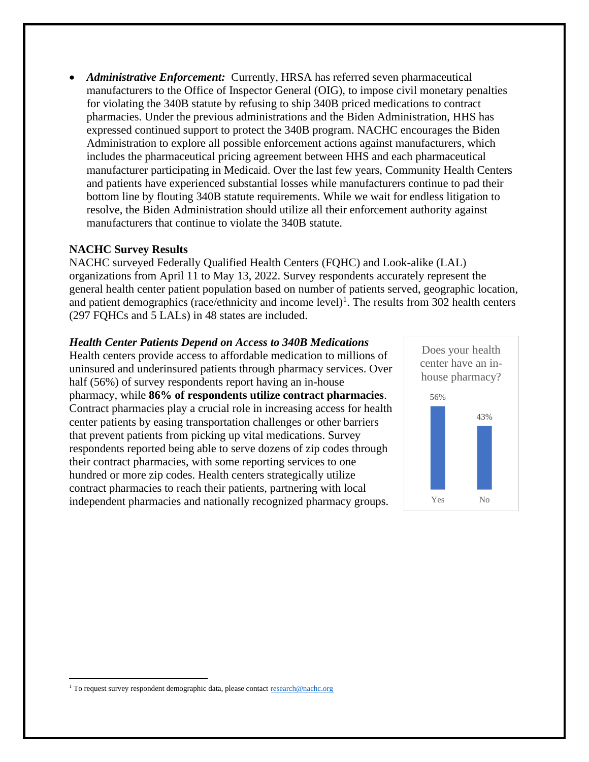- ***Administrative Enforcement:*** Currently, HRSA has referred seven pharmaceutical manufacturers to the Office of Inspector General (OIG), to impose civil monetary penalties for violating the 340B statute by refusing to ship 340B priced medications to contract pharmacies. Under the previous administrations and the Biden Administration, HHS has expressed continued support to protect the 340B program. NACHC encourages the Biden Administration to explore all possible enforcement actions against manufacturers, which includes the pharmaceutical pricing agreement between HHS and each pharmaceutical manufacturer participating in Medicaid. Over the last few years, Community Health Centers and patients have experienced substantial losses while manufacturers continue to pad their bottom line by flouting 340B statute requirements. While we wait for endless litigation to resolve, the Biden Administration should utilize all their enforcement authority against manufacturers that continue to violate the 340B statute.

**NACHC Survey Results**

NACHC surveyed Federally Qualified Health Centers (FQHC) and Look-alike (LAL) organizations from April 11 to May 13, 2022. Survey respondents accurately represent the general health center patient population based on number of patients served, geographic location, and patient demographics (race/ethnicity and income level)[1]. The results from 302 health centers (297 FQHCs and 5 LALs) in 48 states are included.

***Health Center Patients Depend on Access to 340B Medications***

Health centers provide access to affordable medication to millions of uninsured and underinsured patients through pharmacy services. Over half (56%) of survey respondents report having an in-house pharmacy, while **86% of respondents utilize contract pharmacies**. Contract pharmacies play a crucial role in increasing access for health center patients by easing transportation challenges or other barriers that prevent patients from picking up vital medications. Survey respondents reported being able to serve dozens of zip codes through their contract pharmacies, with some reporting services to one hundred or more zip codes. Health centers strategically utilize contract pharmacies to reach their patients, partnering with local independent pharmacies and nationally recognized pharmacy groups.

Does your health center have an in-house pharmacy?

| Response | Percent |
| --- | --- |
| Yes | 56% |
| No | 43% |

[1] To request survey respondent demographic data, please contact research@nachc.org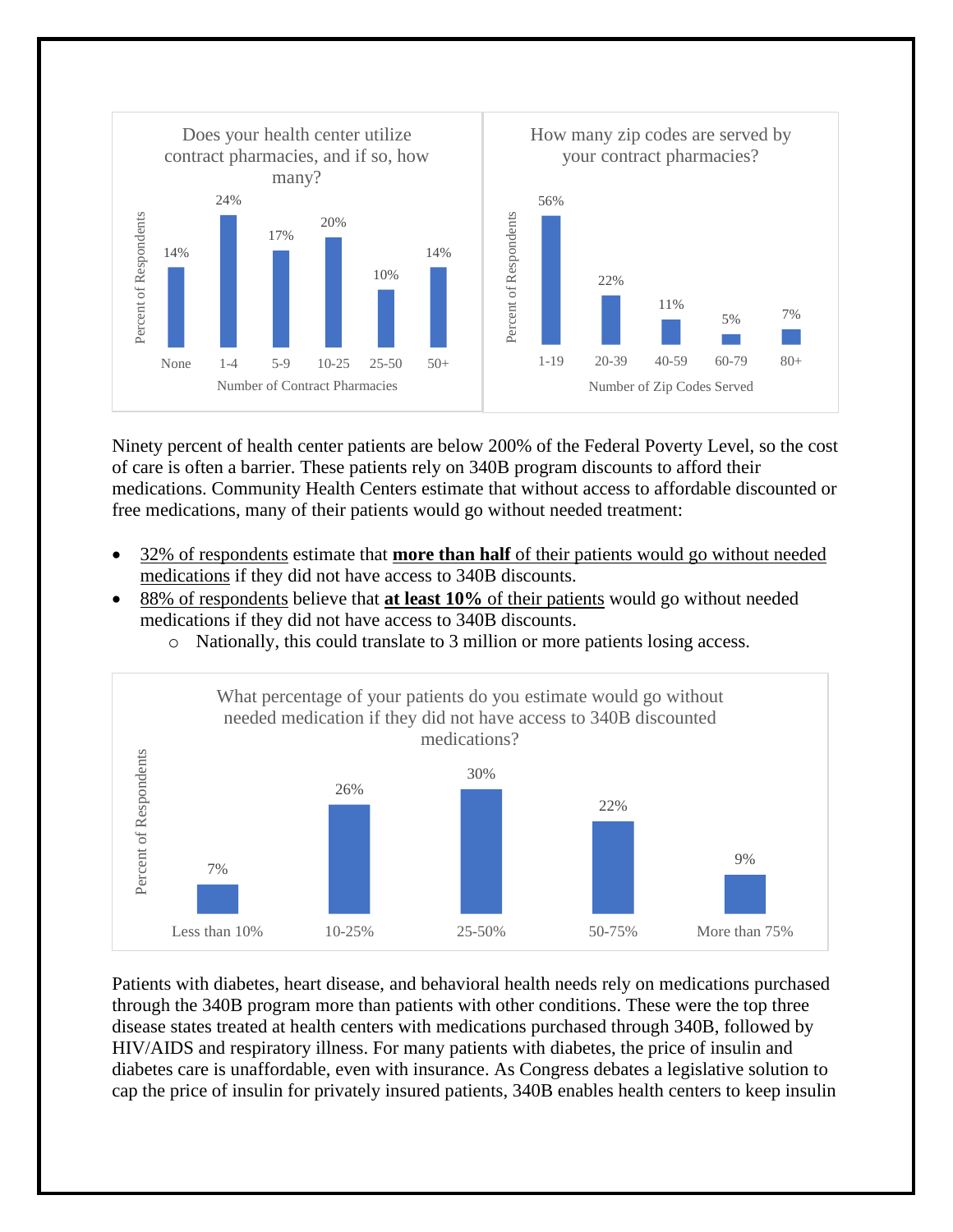**Does your health center utilize contract pharmacies, and if so, how many?**

| Number of Contract Pharmacies | Percent of Respondents |
|---|---|
| None | 14% |
| 1-4 | 24% |
| 5-9 | 17% |
| 10-25 | 20% |
| 25-50 | 10% |
| 50+ | 14% |

**How many zip codes are served by your contract pharmacies?**

| Number of Zip Codes Served | Percent of Respondents |
|---|---|
| 1-19 | 56% |
| 20-39 | 22% |
| 40-59 | 11% |
| 60-79 | 5% |
| 80+ | 7% |

Ninety percent of health center patients are below 200% of the Federal Poverty Level, so the cost of care is often a barrier. These patients rely on 340B program discounts to afford their medications. Community Health Centers estimate that without access to affordable discounted or free medications, many of their patients would go without needed treatment:

- 32% of respondents estimate that **more than half** of their patients would go without needed medications if they did not have access to 340B discounts.
- 88% of respondents believe that **at least 10%** of their patients would go without needed medications if they did not have access to 340B discounts.
  - Nationally, this could translate to 3 million or more patients losing access.

**What percentage of your patients do you estimate would go without needed medication if they did not have access to 340B discounted medications?**

| Percentage of Patients | Percent of Respondents |
|---|---|
| Less than 10% | 7% |
| 10-25% | 26% |
| 25-50% | 30% |
| 50-75% | 22% |
| More than 75% | 9% |

Patients with diabetes, heart disease, and behavioral health needs rely on medications purchased through the 340B program more than patients with other conditions. These were the top three disease states treated at health centers with medications purchased through 340B, followed by HIV/AIDS and respiratory illness. For many patients with diabetes, the price of insulin and diabetes care is unaffordable, even with insurance. As Congress debates a legislative solution to cap the price of insulin for privately insured patients, 340B enables health centers to keep insulin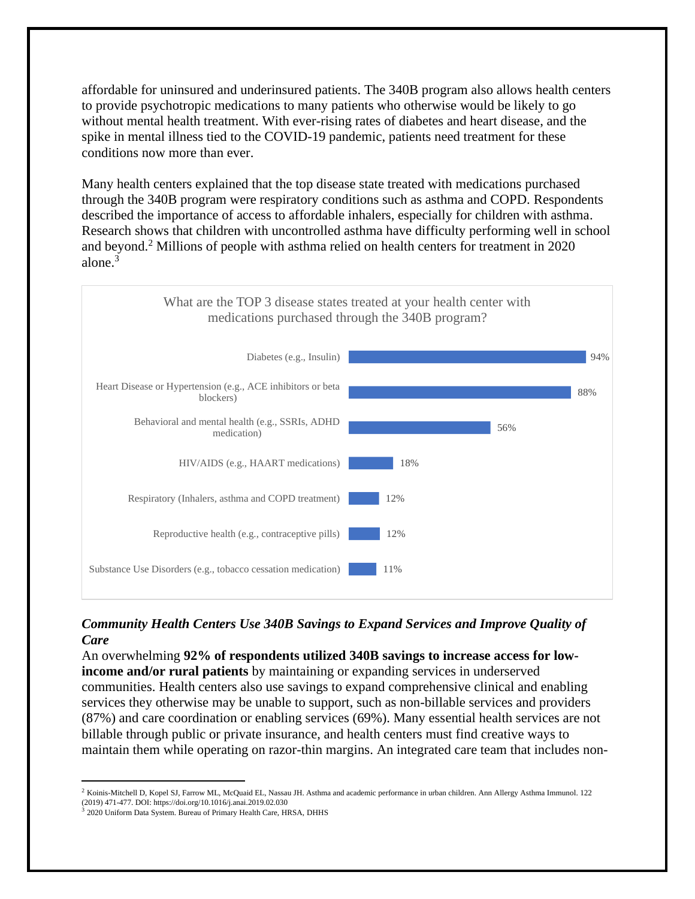affordable for uninsured and underinsured patients. The 340B program also allows health centers to provide psychotropic medications to many patients who otherwise would be likely to go without mental health treatment. With ever-rising rates of diabetes and heart disease, and the spike in mental illness tied to the COVID-19 pandemic, patients need treatment for these conditions now more than ever.

Many health centers explained that the top disease state treated with medications purchased through the 340B program were respiratory conditions such as asthma and COPD. Respondents described the importance of access to affordable inhalers, especially for children with asthma. Research shows that children with uncontrolled asthma have difficulty performing well in school and beyond.[2] Millions of people with asthma relied on health centers for treatment in 2020 alone.[3]

What are the TOP 3 disease states treated at your health center with medications purchased through the 340B program?

| Disease state | Percent |
|---|---|
| Diabetes (e.g., Insulin) | 94% |
| Heart Disease or Hypertension (e.g., ACE inhibitors or beta blockers) | 88% |
| Behavioral and mental health (e.g., SSRIs, ADHD medication) | 56% |
| HIV/AIDS (e.g., HAART medications) | 18% |
| Respiratory (Inhalers, asthma and COPD treatment) | 12% |
| Reproductive health (e.g., contraceptive pills) | 12% |
| Substance Use Disorders (e.g., tobacco cessation medication) | 11% |

***Community Health Centers Use 340B Savings to Expand Services and Improve Quality of Care***

An overwhelming **92% of respondents utilized 340B savings to increase access for low-income and/or rural patients** by maintaining or expanding services in underserved communities. Health centers also use savings to expand comprehensive clinical and enabling services they otherwise may be unable to support, such as non-billable services and providers (87%) and care coordination or enabling services (69%). Many essential health services are not billable through public or private insurance, and health centers must find creative ways to maintain them while operating on razor-thin margins. An integrated care team that includes non-

---

[2] Koinis-Mitchell D, Kopel SJ, Farrow ML, McQuaid EL, Nassau JH. Asthma and academic performance in urban children. Ann Allergy Asthma Immunol. 122 (2019) 471-477. DOI: https://doi.org/10.1016/j.anai.2019.02.030

[3] 2020 Uniform Data System. Bureau of Primary Health Care, HRSA, DHHS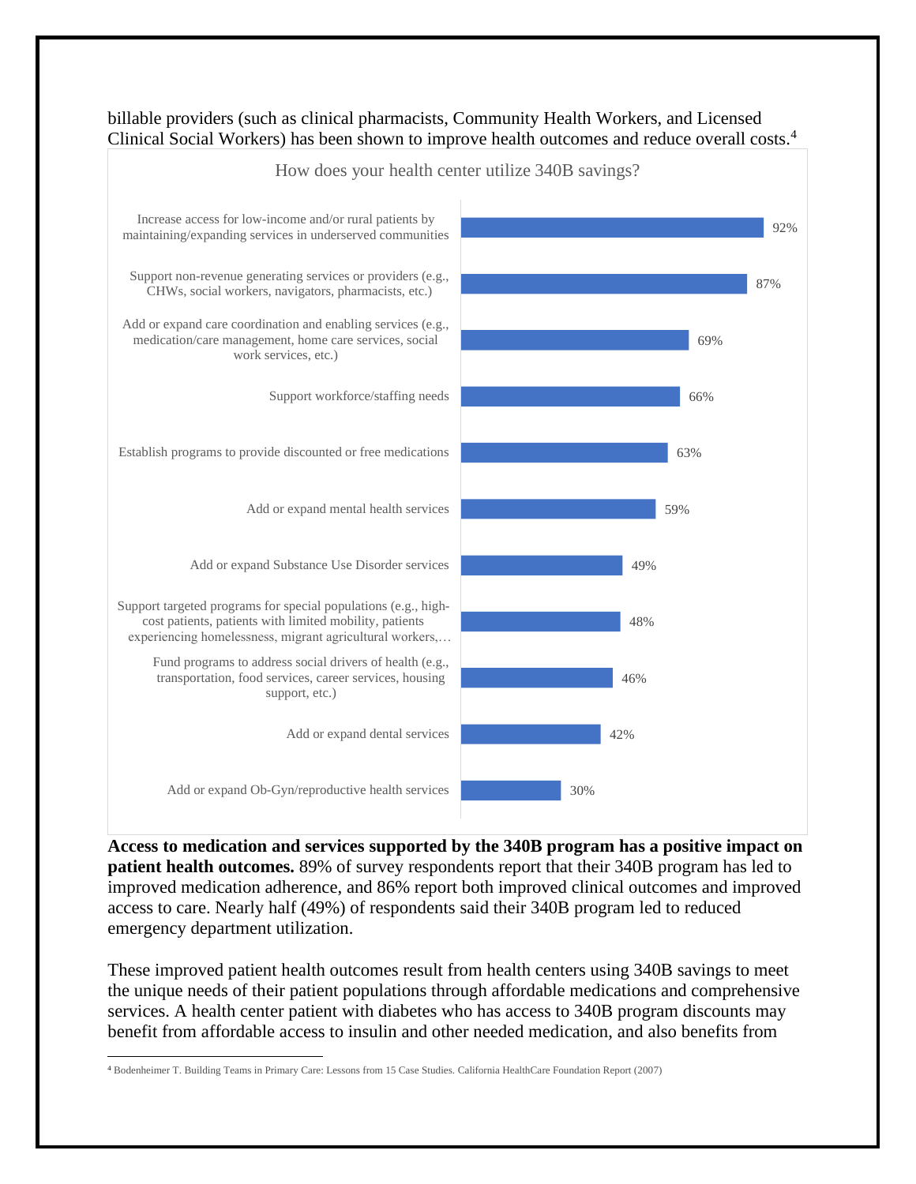billable providers (such as clinical pharmacists, Community Health Workers, and Licensed Clinical Social Workers) has been shown to improve health outcomes and reduce overall costs.[4]

How does your health center utilize 340B savings?

| Use of 340B savings | % |
|---|---|
| Increase access for low-income and/or rural patients by maintaining/expanding services in underserved communities | 92% |
| Support non-revenue generating services or providers (e.g., CHWs, social workers, navigators, pharmacists, etc.) | 87% |
| Add or expand care coordination and enabling services (e.g., medication/care management, home care services, social work services, etc.) | 69% |
| Support workforce/staffing needs | 66% |
| Establish programs to provide discounted or free medications | 63% |
| Add or expand mental health services | 59% |
| Add or expand Substance Use Disorder services | 49% |
| Support targeted programs for special populations (e.g., high-cost patients, patients with limited mobility, patients experiencing homelessness, migrant agricultural workers,… | 48% |
| Fund programs to address social drivers of health (e.g., transportation, food services, career services, housing support, etc.) | 46% |
| Add or expand dental services | 42% |
| Add or expand Ob-Gyn/reproductive health services | 30% |

**Access to medication and services supported by the 340B program has a positive impact on patient health outcomes.** 89% of survey respondents report that their 340B program has led to improved medication adherence, and 86% report both improved clinical outcomes and improved access to care. Nearly half (49%) of respondents said their 340B program led to reduced emergency department utilization.

These improved patient health outcomes result from health centers using 340B savings to meet the unique needs of their patient populations through affordable medications and comprehensive services. A health center patient with diabetes who has access to 340B program discounts may benefit from affordable access to insulin and other needed medication, and also benefits from

[4] Bodenheimer T. Building Teams in Primary Care: Lessons from 15 Case Studies. California HealthCare Foundation Report (2007)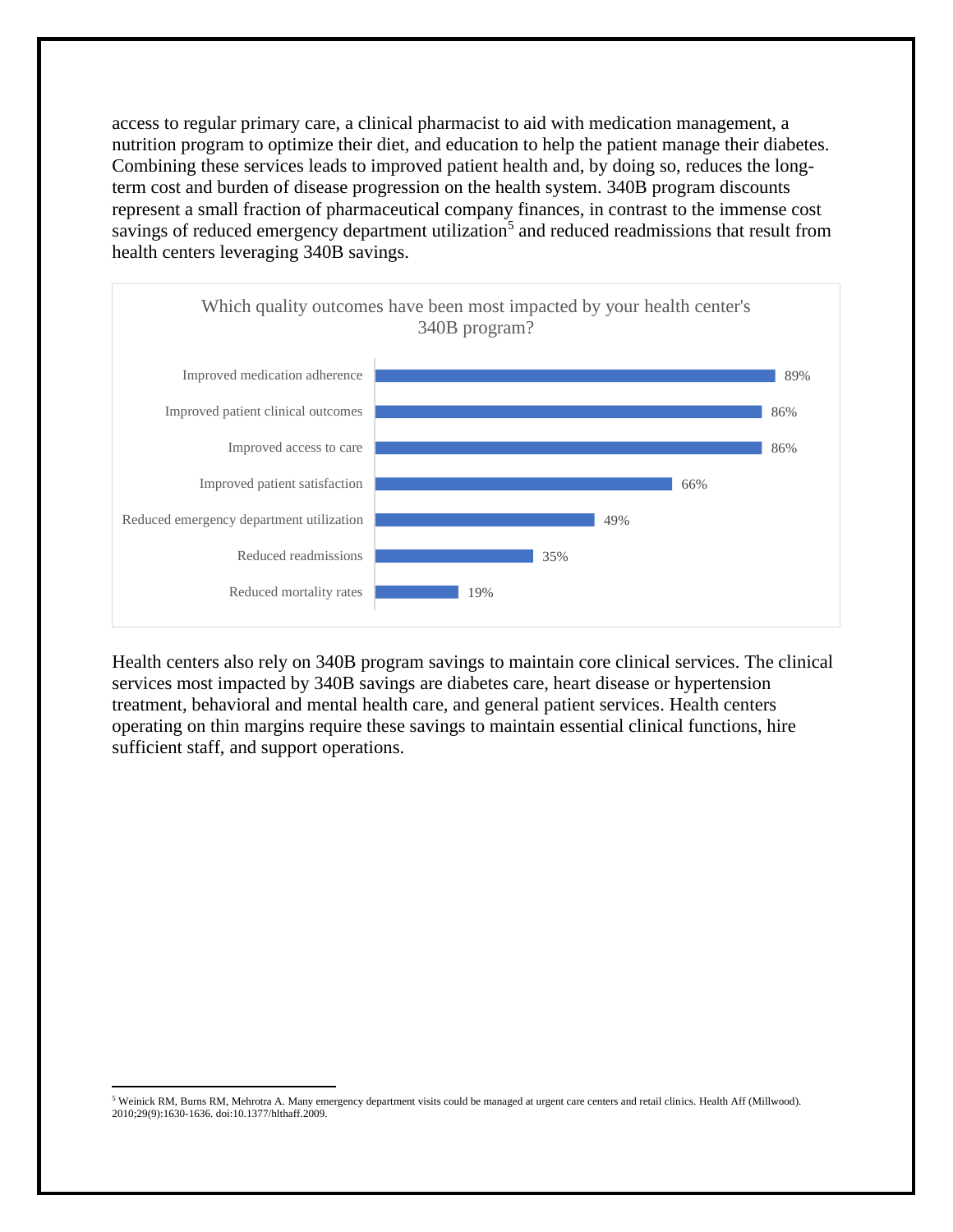access to regular primary care, a clinical pharmacist to aid with medication management, a nutrition program to optimize their diet, and education to help the patient manage their diabetes. Combining these services leads to improved patient health and, by doing so, reduces the long-term cost and burden of disease progression on the health system. 340B program discounts represent a small fraction of pharmaceutical company finances, in contrast to the immense cost savings of reduced emergency department utilization[5] and reduced readmissions that result from health centers leveraging 340B savings.

Which quality outcomes have been most impacted by your health center's 340B program?

| Outcome | Percentage |
| --- | --- |
| Improved medication adherence | 89% |
| Improved patient clinical outcomes | 86% |
| Improved access to care | 86% |
| Improved patient satisfaction | 66% |
| Reduced emergency department utilization | 49% |
| Reduced readmissions | 35% |
| Reduced mortality rates | 19% |

Health centers also rely on 340B program savings to maintain core clinical services. The clinical services most impacted by 340B savings are diabetes care, heart disease or hypertension treatment, behavioral and mental health care, and general patient services. Health centers operating on thin margins require these savings to maintain essential clinical functions, hire sufficient staff, and support operations.

---

[5] Weinick RM, Burns RM, Mehrotra A. Many emergency department visits could be managed at urgent care centers and retail clinics. Health Aff (Millwood). 2010;29(9):1630-1636. doi:10.1377/hlthaff.2009.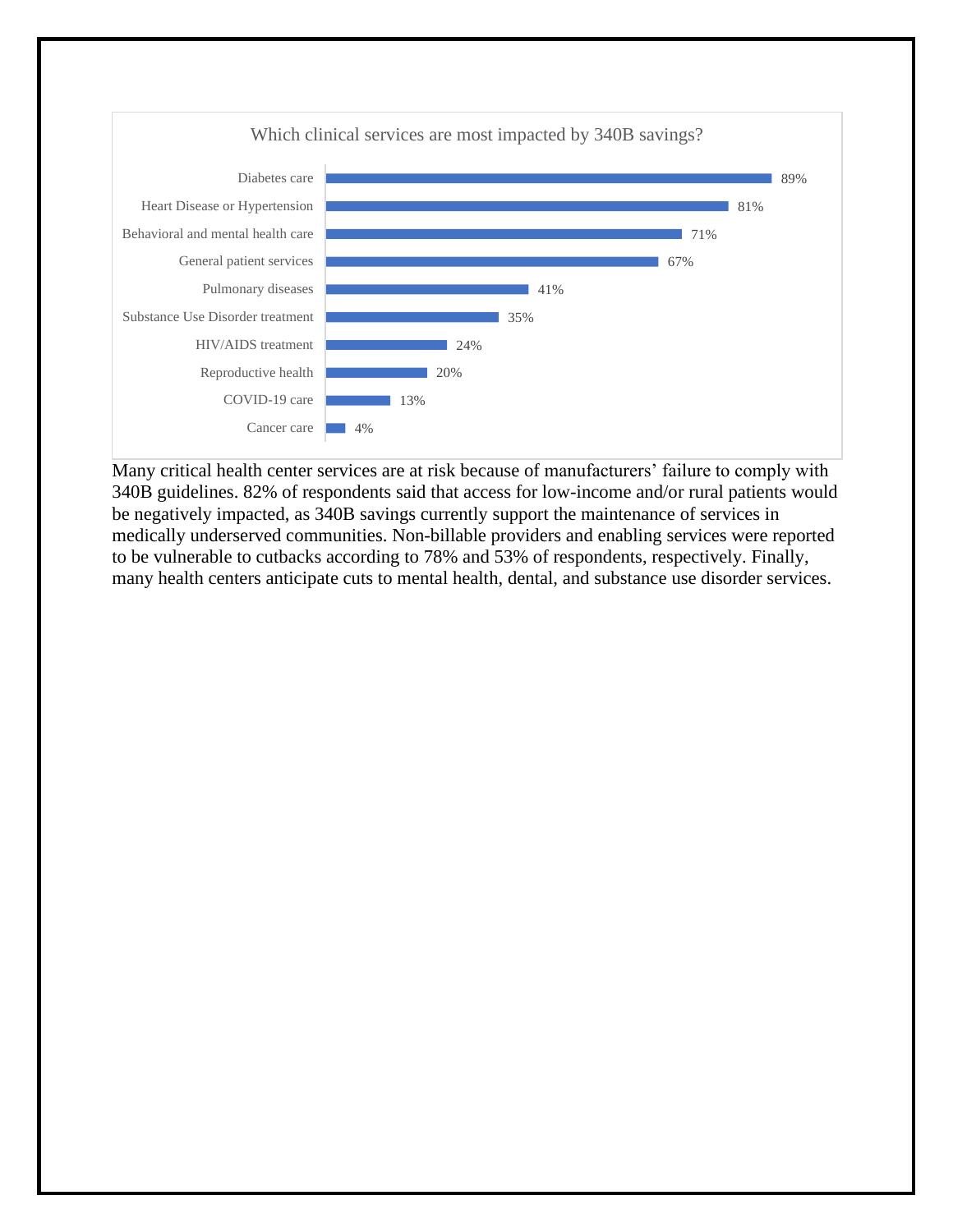Which clinical services are most impacted by 340B savings?

| Clinical service | Percent |
| --- | --- |
| Diabetes care | 89% |
| Heart Disease or Hypertension | 81% |
| Behavioral and mental health care | 71% |
| General patient services | 67% |
| Pulmonary diseases | 41% |
| Substance Use Disorder treatment | 35% |
| HIV/AIDS treatment | 24% |
| Reproductive health | 20% |
| COVID-19 care | 13% |
| Cancer care | 4% |

Many critical health center services are at risk because of manufacturers' failure to comply with 340B guidelines. 82% of respondents said that access for low-income and/or rural patients would be negatively impacted, as 340B savings currently support the maintenance of services in medically underserved communities. Non-billable providers and enabling services were reported to be vulnerable to cutbacks according to 78% and 53% of respondents, respectively. Finally, many health centers anticipate cuts to mental health, dental, and substance use disorder services.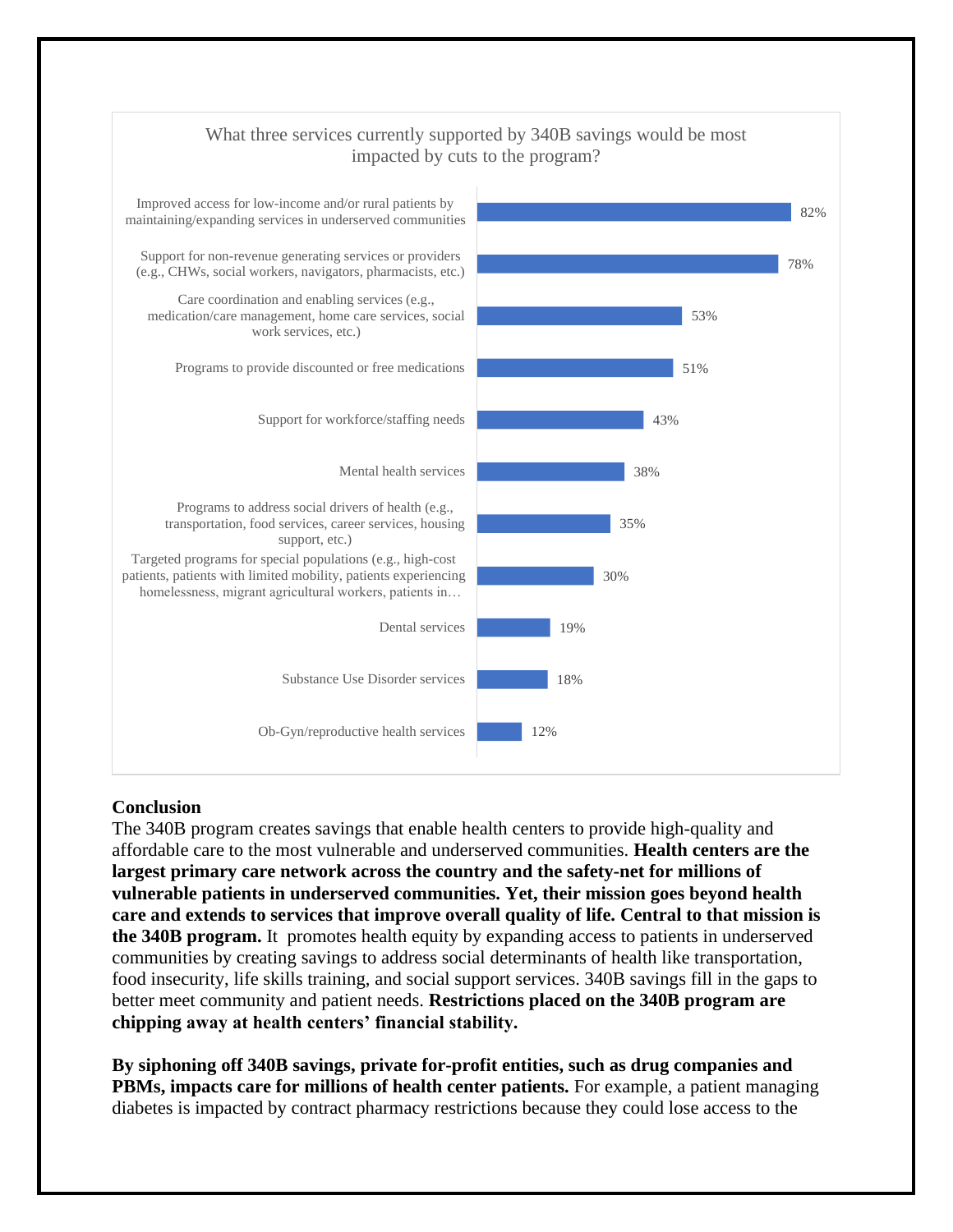What three services currently supported by 340B savings would be most impacted by cuts to the program?

| Service | Percent |
| --- | --- |
| Improved access for low-income and/or rural patients by maintaining/expanding services in underserved communities | 82% |
| Support for non-revenue generating services or providers (e.g., CHWs, social workers, navigators, pharmacists, etc.) | 78% |
| Care coordination and enabling services (e.g., medication/care management, home care services, social work services, etc.) | 53% |
| Programs to provide discounted or free medications | 51% |
| Support for workforce/staffing needs | 43% |
| Mental health services | 38% |
| Programs to address social drivers of health (e.g., transportation, food services, career services, housing support, etc.) | 35% |
| Targeted programs for special populations (e.g., high-cost patients, patients with limited mobility, patients experiencing homelessness, migrant agricultural workers, patients in… | 30% |
| Dental services | 19% |
| Substance Use Disorder services | 18% |
| Ob-Gyn/reproductive health services | 12% |

**Conclusion**

The 340B program creates savings that enable health centers to provide high-quality and affordable care to the most vulnerable and underserved communities. **Health centers are the largest primary care network across the country and the safety-net for millions of vulnerable patients in underserved communities. Yet, their mission goes beyond health care and extends to services that improve overall quality of life. Central to that mission is the 340B program.** It promotes health equity by expanding access to patients in underserved communities by creating savings to address social determinants of health like transportation, food insecurity, life skills training, and social support services. 340B savings fill in the gaps to better meet community and patient needs. **Restrictions placed on the 340B program are chipping away at health centers' financial stability.**

**By siphoning off 340B savings, private for-profit entities, such as drug companies and PBMs, impacts care for millions of health center patients.** For example, a patient managing diabetes is impacted by contract pharmacy restrictions because they could lose access to the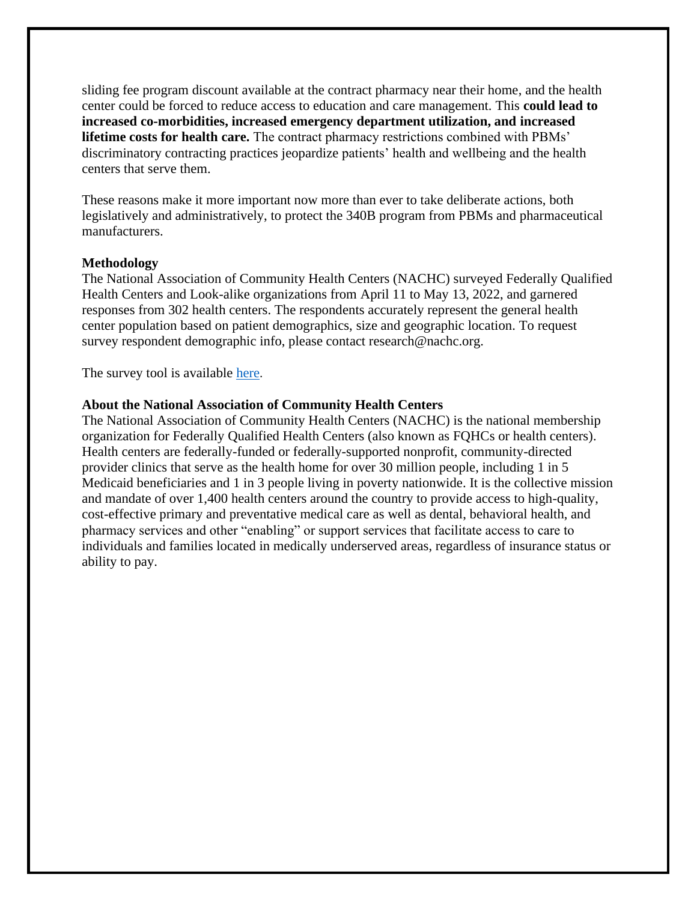sliding fee program discount available at the contract pharmacy near their home, and the health center could be forced to reduce access to education and care management. This **could lead to increased co-morbidities, increased emergency department utilization, and increased lifetime costs for health care.** The contract pharmacy restrictions combined with PBMs' discriminatory contracting practices jeopardize patients' health and wellbeing and the health centers that serve them.

These reasons make it more important now more than ever to take deliberate actions, both legislatively and administratively, to protect the 340B program from PBMs and pharmaceutical manufacturers.

**Methodology**

The National Association of Community Health Centers (NACHC) surveyed Federally Qualified Health Centers and Look-alike organizations from April 11 to May 13, 2022, and garnered responses from 302 health centers. The respondents accurately represent the general health center population based on patient demographics, size and geographic location. To request survey respondent demographic info, please contact research@nachc.org.

The survey tool is available here.

**About the National Association of Community Health Centers**

The National Association of Community Health Centers (NACHC) is the national membership organization for Federally Qualified Health Centers (also known as FQHCs or health centers). Health centers are federally-funded or federally-supported nonprofit, community-directed provider clinics that serve as the health home for over 30 million people, including 1 in 5 Medicaid beneficiaries and 1 in 3 people living in poverty nationwide. It is the collective mission and mandate of over 1,400 health centers around the country to provide access to high-quality, cost-effective primary and preventative medical care as well as dental, behavioral health, and pharmacy services and other "enabling" or support services that facilitate access to care to individuals and families located in medically underserved areas, regardless of insurance status or ability to pay.